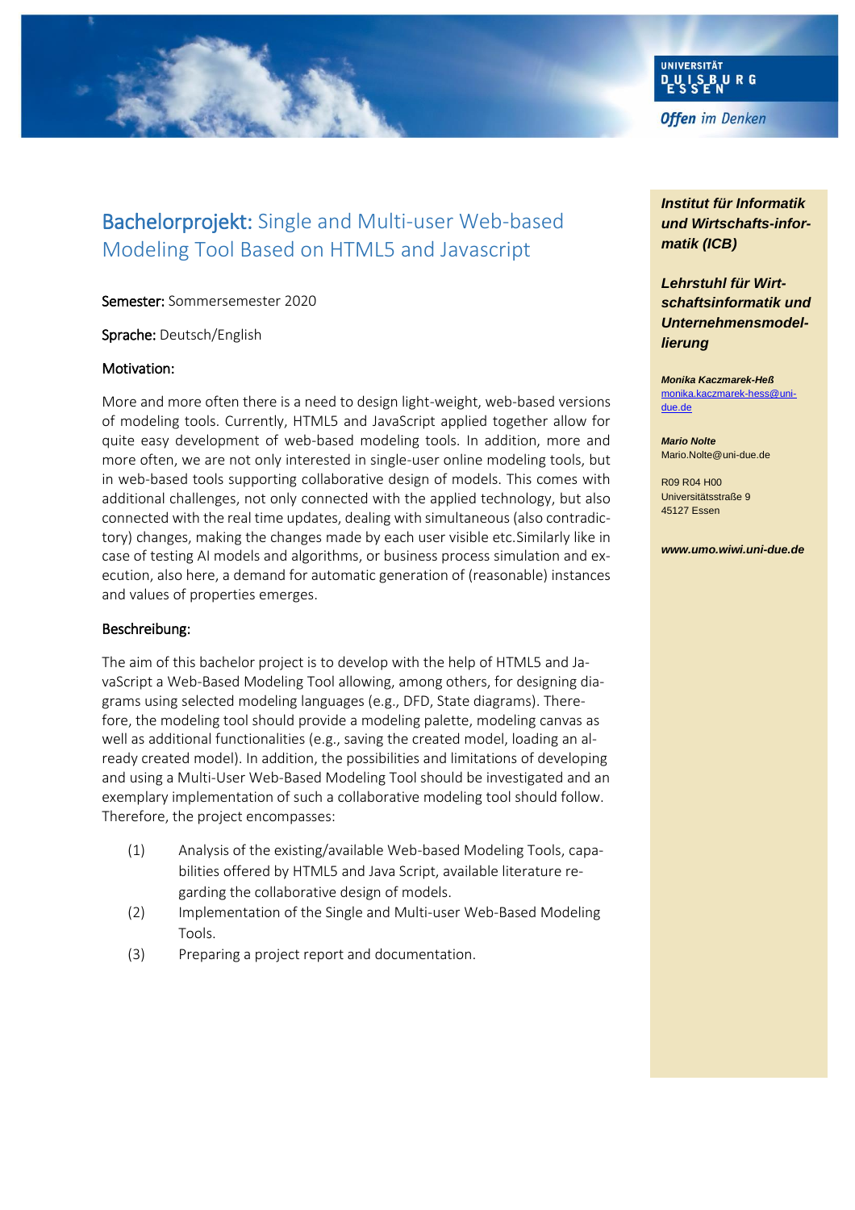# Bachelorprojekt: Single and Multi-user Web-based Modeling Tool Based on HTML5 and Javascript

**Semester:** Sommersemester 2020

**Sprache:** Deutsch/English

**Motivation:**

More and more often there is a need to design light-weight, web-based versions of modeling tools. Currently, HTML5 and JavaScript applied together allow for quite easy development of web-based modeling tools. In addition, more and more often, we are not only interested in single-user online modeling tools, but in web-based tools supporting collaborative design of models. This comes with additional challenges, not only connected with the applied technology, but also connected with the real time updates, dealing with simultaneous (also contradictory) changes, making the changes made by each user visible etc.Similarly like in case of testing AI models and algorithms, or business process simulation and execution, also here, a demand for automatic generation of (reasonable) instances and values of properties emerges.

**Beschreibung:**

The aim of this bachelor project is to develop with the help of HTML5 and JavaScript a Web-Based Modeling Tool allowing, among others, for designing diagrams using selected modeling languages (e.g., DFD, State diagrams). Therefore, the modeling tool should provide a modeling palette, modeling canvas as well as additional functionalities (e.g., saving the created model, loading an already created model). In addition, the possibilities and limitations of developing and using a Multi-User Web-Based Modeling Tool should be investigated and an exemplary implementation of such a collaborative modeling tool should follow. Therefore, the project encompasses:

(1) Analysis of the existing/available Web-based Modeling Tools, capabilities offered by HTML5 and Java Script, available literature regarding the collaborative design of models.

(2) Implementation of the Single and Multi-user Web-Based Modeling Tools.

(3) Preparing a project report and documentation.

***Institut für Informatik und Wirtschaftsinformatik (ICB)***

***Lehrstuhl für Wirtschaftsinformatik und Unternehmensmodellierung***

***Monika Kaczmarek-Heß***
monika.kaczmarek-hess@uni-due.de

***Mario Nolte***
Mario.Nolte@uni-due.de

R09 R04 H00
Universitätsstraße 9
45127 Essen

***www.umo.wiwi.uni-due.de***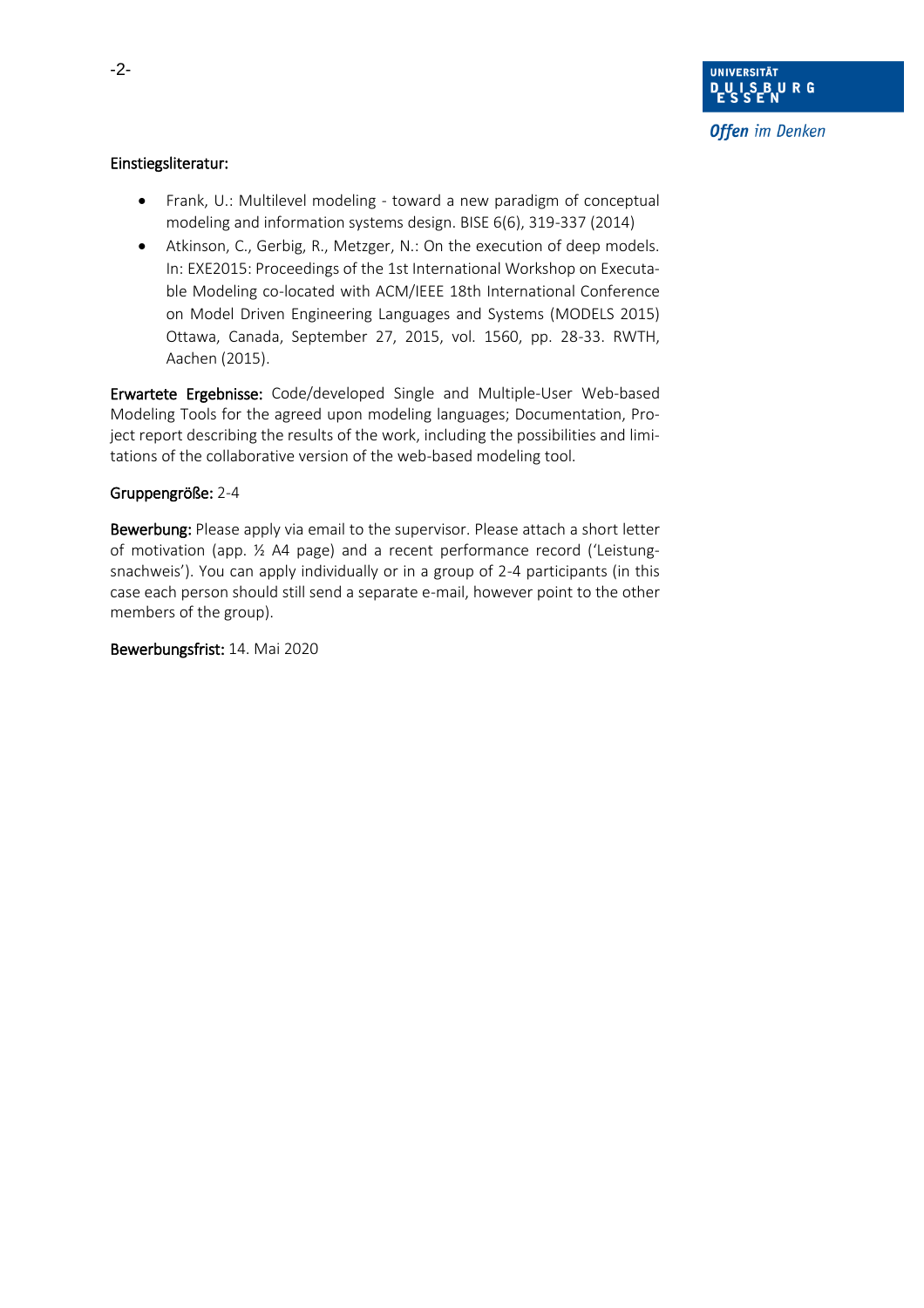Einstiegsliteratur:

- Frank, U.: Multilevel modeling - toward a new paradigm of conceptual modeling and information systems design. BISE 6(6), 319-337 (2014)
- Atkinson, C., Gerbig, R., Metzger, N.: On the execution of deep models. In: EXE2015: Proceedings of the 1st International Workshop on Executable Modeling co-located with ACM/IEEE 18th International Conference on Model Driven Engineering Languages and Systems (MODELS 2015) Ottawa, Canada, September 27, 2015, vol. 1560, pp. 28-33. RWTH, Aachen (2015).

**Erwartete Ergebnisse:** Code/developed Single and Multiple-User Web-based Modeling Tools for the agreed upon modeling languages; Documentation, Project report describing the results of the work, including the possibilities and limitations of the collaborative version of the web-based modeling tool.

**Gruppengröße:** 2-4

**Bewerbung:** Please apply via email to the supervisor. Please attach a short letter of motivation (app. ½ A4 page) and a recent performance record ('Leistungsnachweis'). You can apply individually or in a group of 2-4 participants (in this case each person should still send a separate e-mail, however point to the other members of the group).

**Bewerbungsfrist:** 14. Mai 2020